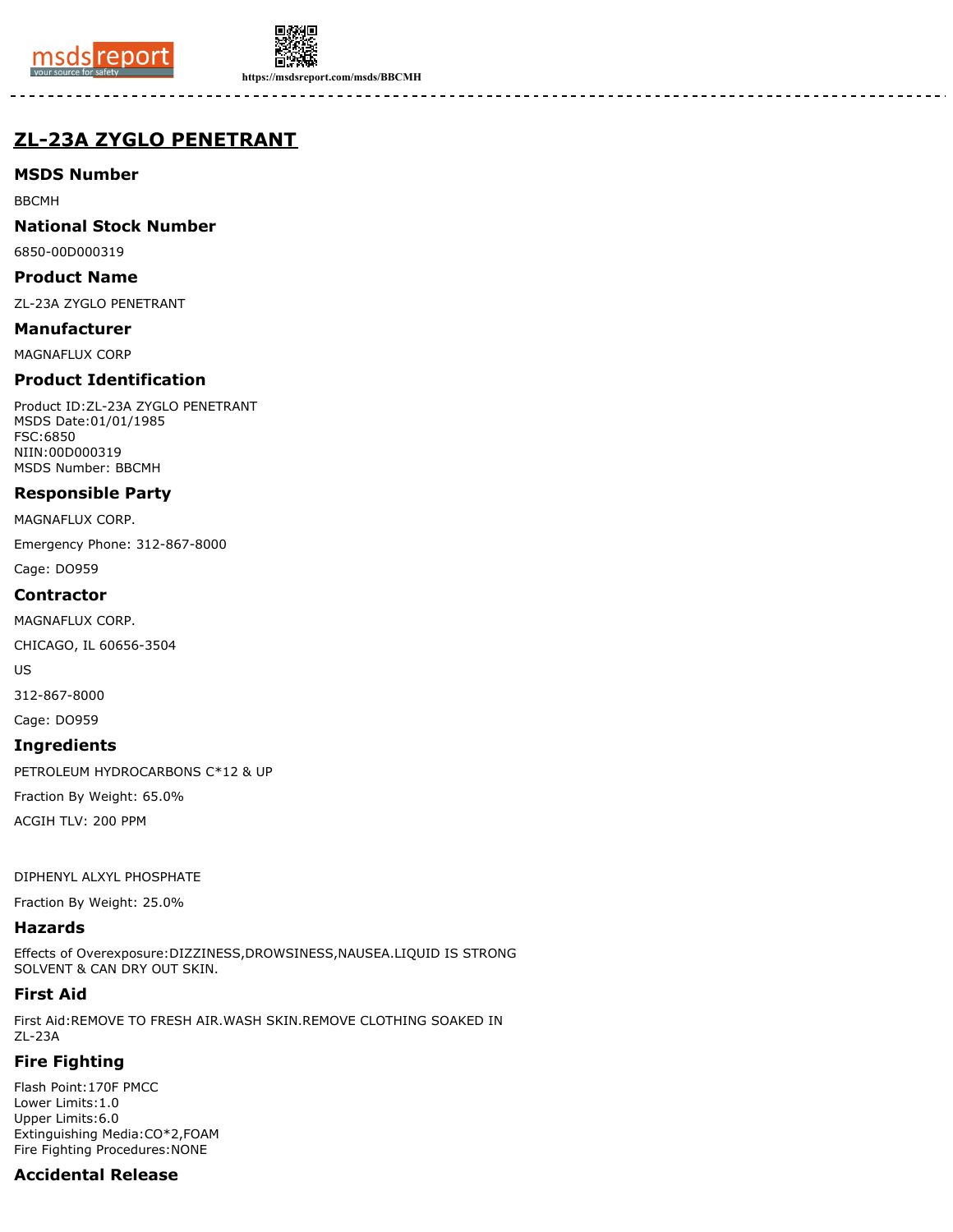# ZL-23A ZYGLO PENETRANT

## MSDS Number

BBCMH

## National Stock Number

6850-00D000319

## Product Name

ZL-23A ZYGLO PENETRANT

## Manufacturer

MAGNAFLUX CORP

## Product Identification

Product ID:ZL-23A ZYGLO PENETRANT
MSDS Date:01/01/1985
FSC:6850
NIIN:00D000319
MSDS Number: BBCMH

## Responsible Party

MAGNAFLUX CORP.

Emergency Phone: 312-867-8000

Cage: DO959

## Contractor

MAGNAFLUX CORP.

CHICAGO, IL 60656-3504

US

312-867-8000

Cage: DO959

## Ingredients

PETROLEUM HYDROCARBONS C*12 & UP

Fraction By Weight: 65.0%

ACGIH TLV: 200 PPM

DIPHENYL ALXYL PHOSPHATE

Fraction By Weight: 25.0%

## Hazards

Effects of Overexposure:DIZZINESS,DROWSINESS,NAUSEA.LIQUID IS STRONG SOLVENT & CAN DRY OUT SKIN.

## First Aid

First Aid:REMOVE TO FRESH AIR.WASH SKIN.REMOVE CLOTHING SOAKED IN ZL-23A

## Fire Fighting

Flash Point:170F PMCC
Lower Limits:1.0
Upper Limits:6.0
Extinguishing Media:CO*2,FOAM
Fire Fighting Procedures:NONE

## Accidental Release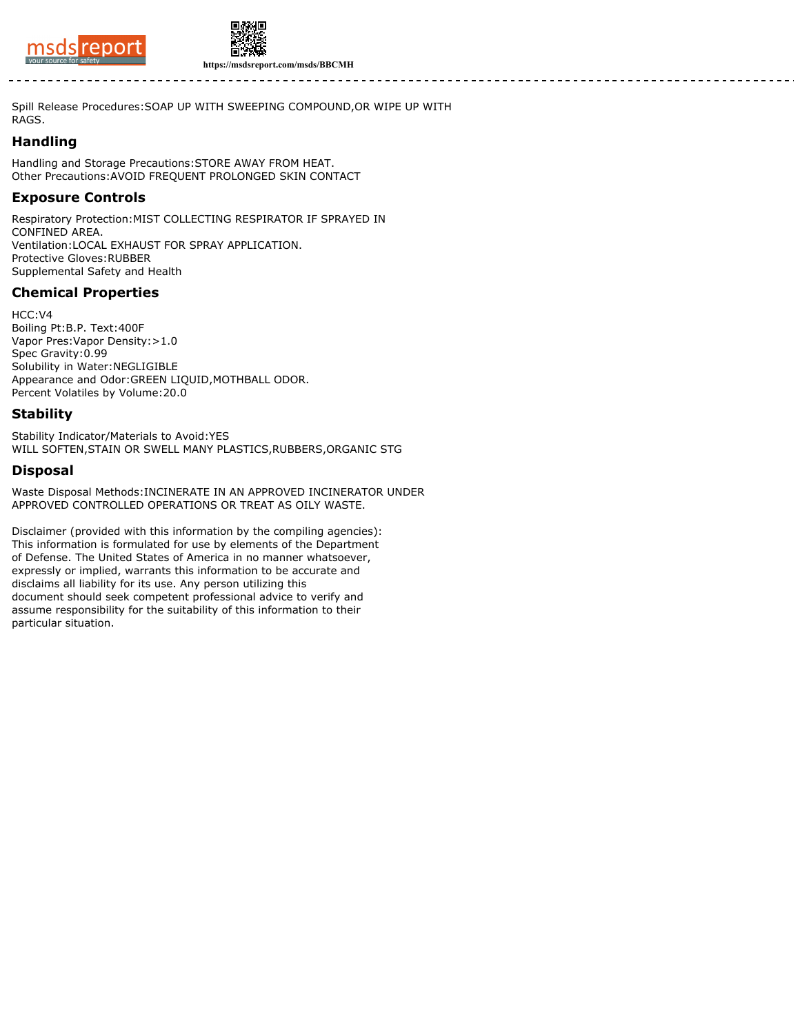Spill Release Procedures:SOAP UP WITH SWEEPING COMPOUND,OR WIPE UP WITH RAGS.

## Handling

Handling and Storage Precautions:STORE AWAY FROM HEAT.
Other Precautions:AVOID FREQUENT PROLONGED SKIN CONTACT

## Exposure Controls

Respiratory Protection:MIST COLLECTING RESPIRATOR IF SPRAYED IN CONFINED AREA.
Ventilation:LOCAL EXHAUST FOR SPRAY APPLICATION.
Protective Gloves:RUBBER
Supplemental Safety and Health

## Chemical Properties

HCC:V4
Boiling Pt:B.P. Text:400F
Vapor Pres:Vapor Density:>1.0
Spec Gravity:0.99
Solubility in Water:NEGLIGIBLE
Appearance and Odor:GREEN LIQUID,MOTHBALL ODOR.
Percent Volatiles by Volume:20.0

## Stability

Stability Indicator/Materials to Avoid:YES
WILL SOFTEN,STAIN OR SWELL MANY PLASTICS,RUBBERS,ORGANIC STG

## Disposal

Waste Disposal Methods:INCINERATE IN AN APPROVED INCINERATOR UNDER APPROVED CONTROLLED OPERATIONS OR TREAT AS OILY WASTE.

Disclaimer (provided with this information by the compiling agencies): This information is formulated for use by elements of the Department of Defense. The United States of America in no manner whatsoever, expressly or implied, warrants this information to be accurate and disclaims all liability for its use. Any person utilizing this document should seek competent professional advice to verify and assume responsibility for the suitability of this information to their particular situation.